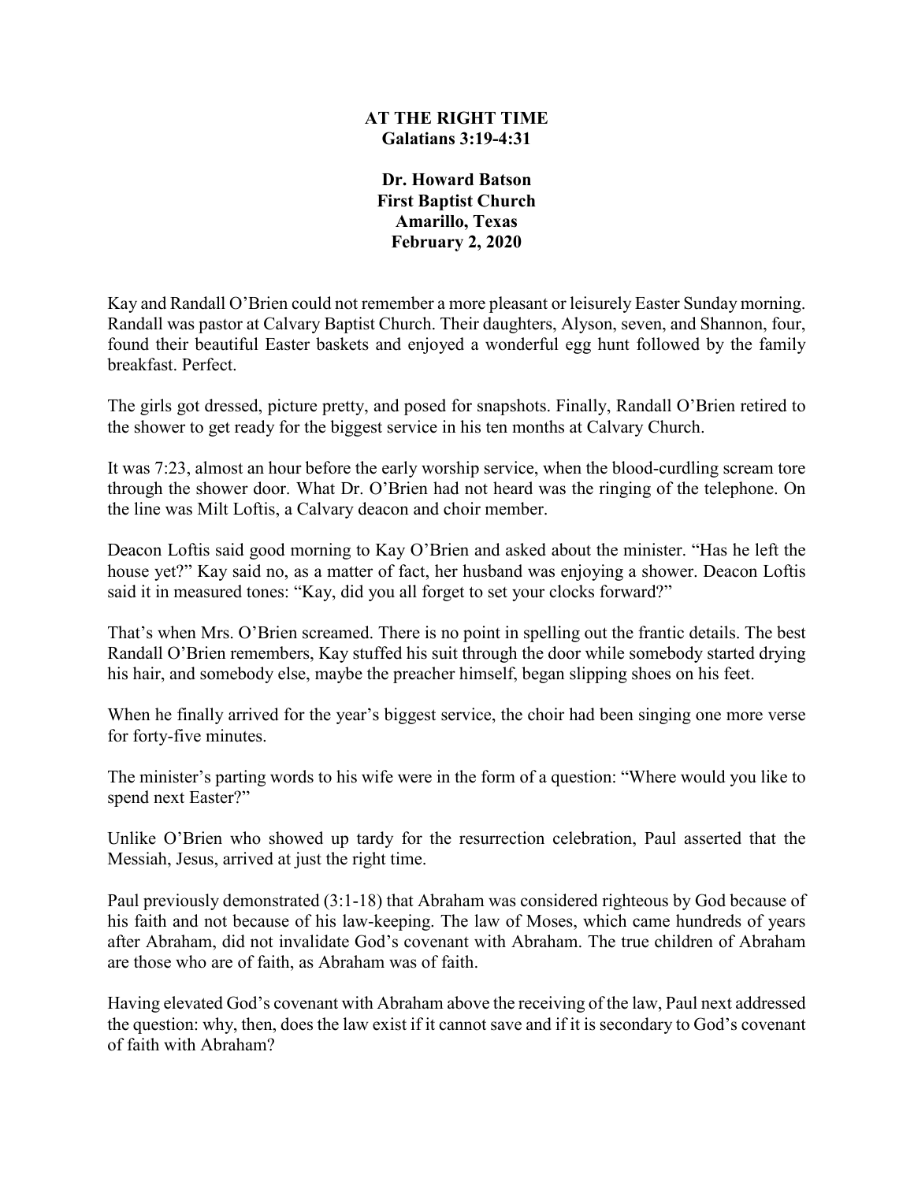# AT THE RIGHT TIME
## Galatians 3:19-4:31

**Dr. Howard Batson**
**First Baptist Church**
**Amarillo, Texas**
**February 2, 2020**

Kay and Randall O'Brien could not remember a more pleasant or leisurely Easter Sunday morning. Randall was pastor at Calvary Baptist Church. Their daughters, Alyson, seven, and Shannon, four, found their beautiful Easter baskets and enjoyed a wonderful egg hunt followed by the family breakfast. Perfect.

The girls got dressed, picture pretty, and posed for snapshots. Finally, Randall O'Brien retired to the shower to get ready for the biggest service in his ten months at Calvary Church.

It was 7:23, almost an hour before the early worship service, when the blood-curdling scream tore through the shower door. What Dr. O'Brien had not heard was the ringing of the telephone. On the line was Milt Loftis, a Calvary deacon and choir member.

Deacon Loftis said good morning to Kay O'Brien and asked about the minister. "Has he left the house yet?" Kay said no, as a matter of fact, her husband was enjoying a shower. Deacon Loftis said it in measured tones: "Kay, did you all forget to set your clocks forward?"

That's when Mrs. O'Brien screamed. There is no point in spelling out the frantic details. The best Randall O'Brien remembers, Kay stuffed his suit through the door while somebody started drying his hair, and somebody else, maybe the preacher himself, began slipping shoes on his feet.

When he finally arrived for the year's biggest service, the choir had been singing one more verse for forty-five minutes.

The minister's parting words to his wife were in the form of a question: "Where would you like to spend next Easter?"

Unlike O'Brien who showed up tardy for the resurrection celebration, Paul asserted that the Messiah, Jesus, arrived at just the right time.

Paul previously demonstrated (3:1-18) that Abraham was considered righteous by God because of his faith and not because of his law-keeping. The law of Moses, which came hundreds of years after Abraham, did not invalidate God's covenant with Abraham. The true children of Abraham are those who are of faith, as Abraham was of faith.

Having elevated God's covenant with Abraham above the receiving of the law, Paul next addressed the question: why, then, does the law exist if it cannot save and if it is secondary to God's covenant of faith with Abraham?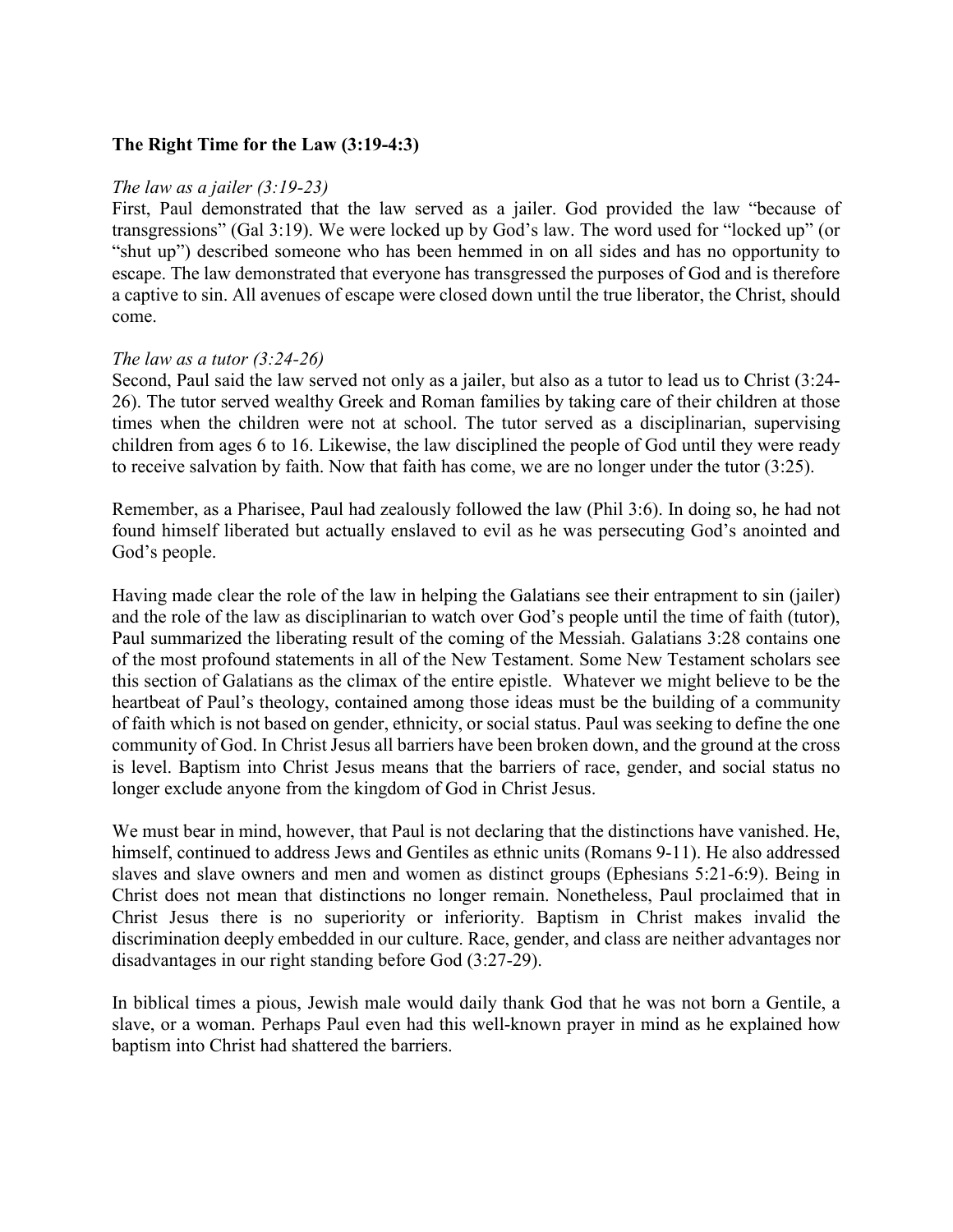**The Right Time for the Law (3:19-4:3)**

*The law as a jailer (3:19-23)*
First, Paul demonstrated that the law served as a jailer. God provided the law "because of transgressions" (Gal 3:19). We were locked up by God's law. The word used for "locked up" (or "shut up") described someone who has been hemmed in on all sides and has no opportunity to escape. The law demonstrated that everyone has transgressed the purposes of God and is therefore a captive to sin. All avenues of escape were closed down until the true liberator, the Christ, should come.

*The law as a tutor (3:24-26)*
Second, Paul said the law served not only as a jailer, but also as a tutor to lead us to Christ (3:24-26). The tutor served wealthy Greek and Roman families by taking care of their children at those times when the children were not at school. The tutor served as a disciplinarian, supervising children from ages 6 to 16. Likewise, the law disciplined the people of God until they were ready to receive salvation by faith. Now that faith has come, we are no longer under the tutor (3:25).

Remember, as a Pharisee, Paul had zealously followed the law (Phil 3:6). In doing so, he had not found himself liberated but actually enslaved to evil as he was persecuting God's anointed and God's people.

Having made clear the role of the law in helping the Galatians see their entrapment to sin (jailer) and the role of the law as disciplinarian to watch over God's people until the time of faith (tutor), Paul summarized the liberating result of the coming of the Messiah. Galatians 3:28 contains one of the most profound statements in all of the New Testament. Some New Testament scholars see this section of Galatians as the climax of the entire epistle. Whatever we might believe to be the heartbeat of Paul's theology, contained among those ideas must be the building of a community of faith which is not based on gender, ethnicity, or social status. Paul was seeking to define the one community of God. In Christ Jesus all barriers have been broken down, and the ground at the cross is level. Baptism into Christ Jesus means that the barriers of race, gender, and social status no longer exclude anyone from the kingdom of God in Christ Jesus.

We must bear in mind, however, that Paul is not declaring that the distinctions have vanished. He, himself, continued to address Jews and Gentiles as ethnic units (Romans 9-11). He also addressed slaves and slave owners and men and women as distinct groups (Ephesians 5:21-6:9). Being in Christ does not mean that distinctions no longer remain. Nonetheless, Paul proclaimed that in Christ Jesus there is no superiority or inferiority. Baptism in Christ makes invalid the discrimination deeply embedded in our culture. Race, gender, and class are neither advantages nor disadvantages in our right standing before God (3:27-29).

In biblical times a pious, Jewish male would daily thank God that he was not born a Gentile, a slave, or a woman. Perhaps Paul even had this well-known prayer in mind as he explained how baptism into Christ had shattered the barriers.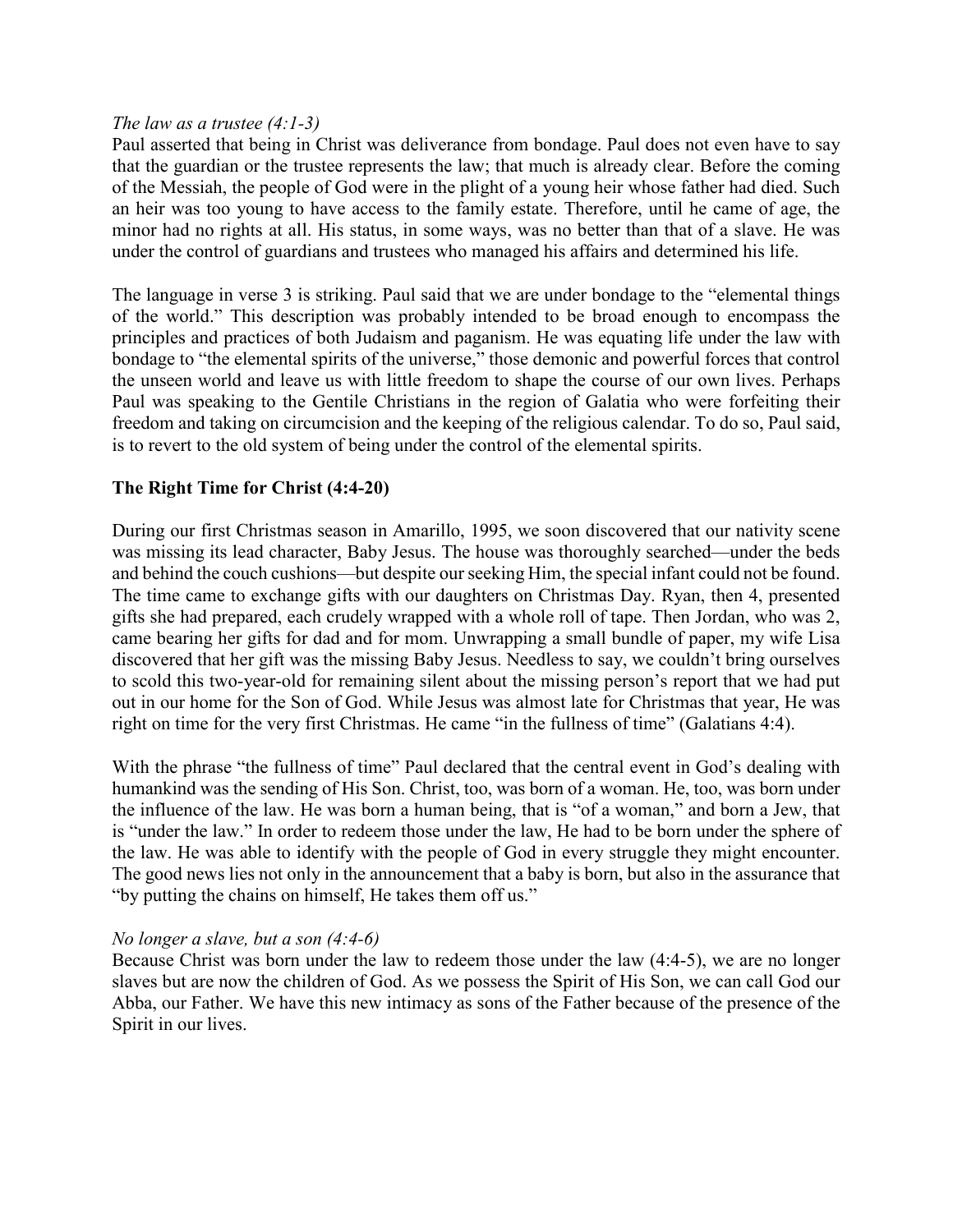*The law as a trustee (4:1-3)*

Paul asserted that being in Christ was deliverance from bondage. Paul does not even have to say that the guardian or the trustee represents the law; that much is already clear. Before the coming of the Messiah, the people of God were in the plight of a young heir whose father had died. Such an heir was too young to have access to the family estate. Therefore, until he came of age, the minor had no rights at all. His status, in some ways, was no better than that of a slave. He was under the control of guardians and trustees who managed his affairs and determined his life.

The language in verse 3 is striking. Paul said that we are under bondage to the "elemental things of the world." This description was probably intended to be broad enough to encompass the principles and practices of both Judaism and paganism. He was equating life under the law with bondage to "the elemental spirits of the universe," those demonic and powerful forces that control the unseen world and leave us with little freedom to shape the course of our own lives. Perhaps Paul was speaking to the Gentile Christians in the region of Galatia who were forfeiting their freedom and taking on circumcision and the keeping of the religious calendar. To do so, Paul said, is to revert to the old system of being under the control of the elemental spirits.

## The Right Time for Christ (4:4-20)

During our first Christmas season in Amarillo, 1995, we soon discovered that our nativity scene was missing its lead character, Baby Jesus. The house was thoroughly searched—under the beds and behind the couch cushions—but despite our seeking Him, the special infant could not be found. The time came to exchange gifts with our daughters on Christmas Day. Ryan, then 4, presented gifts she had prepared, each crudely wrapped with a whole roll of tape. Then Jordan, who was 2, came bearing her gifts for dad and for mom. Unwrapping a small bundle of paper, my wife Lisa discovered that her gift was the missing Baby Jesus. Needless to say, we couldn't bring ourselves to scold this two-year-old for remaining silent about the missing person's report that we had put out in our home for the Son of God. While Jesus was almost late for Christmas that year, He was right on time for the very first Christmas. He came "in the fullness of time" (Galatians 4:4).

With the phrase "the fullness of time" Paul declared that the central event in God's dealing with humankind was the sending of His Son. Christ, too, was born of a woman. He, too, was born under the influence of the law. He was born a human being, that is "of a woman," and born a Jew, that is "under the law." In order to redeem those under the law, He had to be born under the sphere of the law. He was able to identify with the people of God in every struggle they might encounter. The good news lies not only in the announcement that a baby is born, but also in the assurance that "by putting the chains on himself, He takes them off us."

*No longer a slave, but a son (4:4-6)*

Because Christ was born under the law to redeem those under the law (4:4-5), we are no longer slaves but are now the children of God. As we possess the Spirit of His Son, we can call God our Abba, our Father. We have this new intimacy as sons of the Father because of the presence of the Spirit in our lives.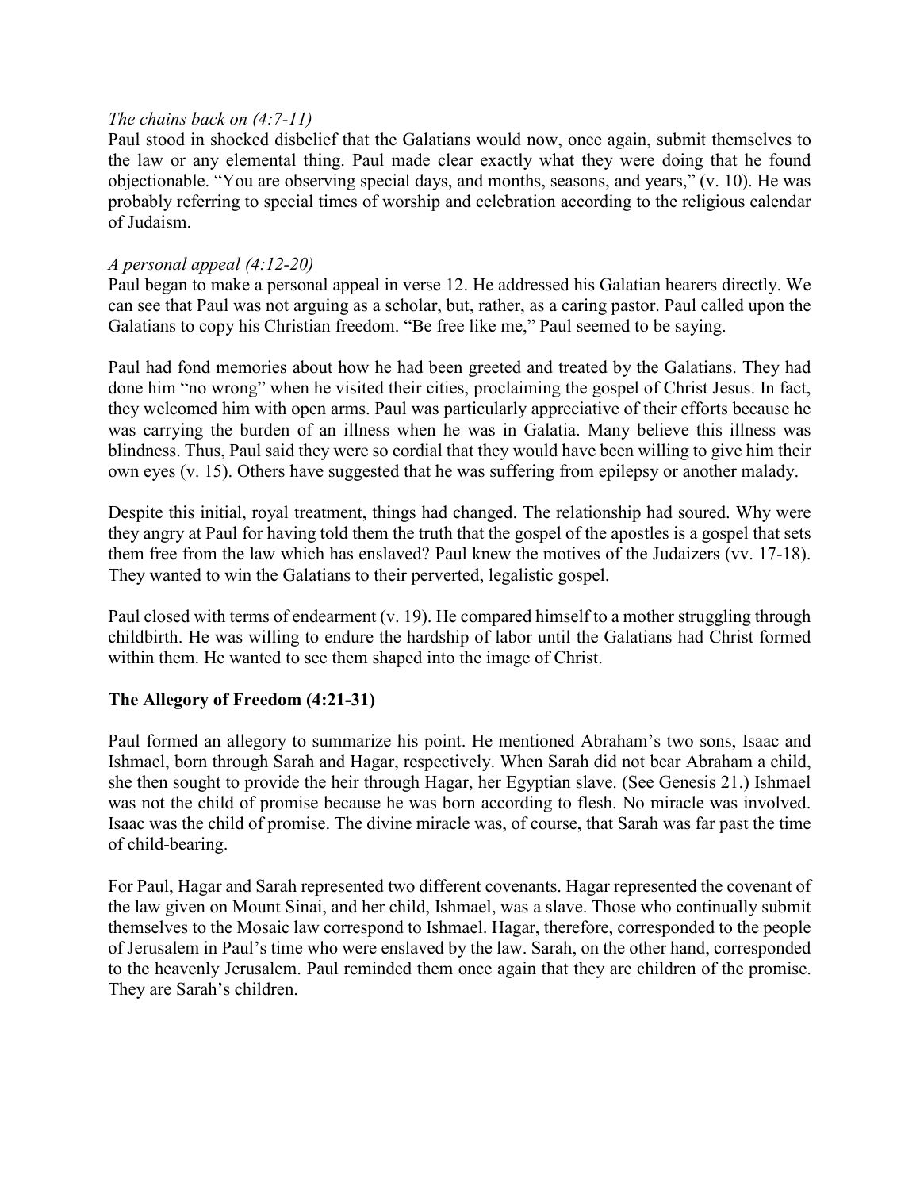*The chains back on (4:7-11)*

Paul stood in shocked disbelief that the Galatians would now, once again, submit themselves to the law or any elemental thing. Paul made clear exactly what they were doing that he found objectionable. "You are observing special days, and months, seasons, and years," (v. 10). He was probably referring to special times of worship and celebration according to the religious calendar of Judaism.

*A personal appeal (4:12-20)*

Paul began to make a personal appeal in verse 12. He addressed his Galatian hearers directly. We can see that Paul was not arguing as a scholar, but, rather, as a caring pastor. Paul called upon the Galatians to copy his Christian freedom. "Be free like me," Paul seemed to be saying.

Paul had fond memories about how he had been greeted and treated by the Galatians. They had done him "no wrong" when he visited their cities, proclaiming the gospel of Christ Jesus. In fact, they welcomed him with open arms. Paul was particularly appreciative of their efforts because he was carrying the burden of an illness when he was in Galatia. Many believe this illness was blindness. Thus, Paul said they were so cordial that they would have been willing to give him their own eyes (v. 15). Others have suggested that he was suffering from epilepsy or another malady.

Despite this initial, royal treatment, things had changed. The relationship had soured. Why were they angry at Paul for having told them the truth that the gospel of the apostles is a gospel that sets them free from the law which has enslaved? Paul knew the motives of the Judaizers (vv. 17-18). They wanted to win the Galatians to their perverted, legalistic gospel.

Paul closed with terms of endearment (v. 19). He compared himself to a mother struggling through childbirth. He was willing to endure the hardship of labor until the Galatians had Christ formed within them. He wanted to see them shaped into the image of Christ.

## The Allegory of Freedom (4:21-31)

Paul formed an allegory to summarize his point. He mentioned Abraham's two sons, Isaac and Ishmael, born through Sarah and Hagar, respectively. When Sarah did not bear Abraham a child, she then sought to provide the heir through Hagar, her Egyptian slave. (See Genesis 21.) Ishmael was not the child of promise because he was born according to flesh. No miracle was involved. Isaac was the child of promise. The divine miracle was, of course, that Sarah was far past the time of child-bearing.

For Paul, Hagar and Sarah represented two different covenants. Hagar represented the covenant of the law given on Mount Sinai, and her child, Ishmael, was a slave. Those who continually submit themselves to the Mosaic law correspond to Ishmael. Hagar, therefore, corresponded to the people of Jerusalem in Paul's time who were enslaved by the law. Sarah, on the other hand, corresponded to the heavenly Jerusalem. Paul reminded them once again that they are children of the promise. They are Sarah's children.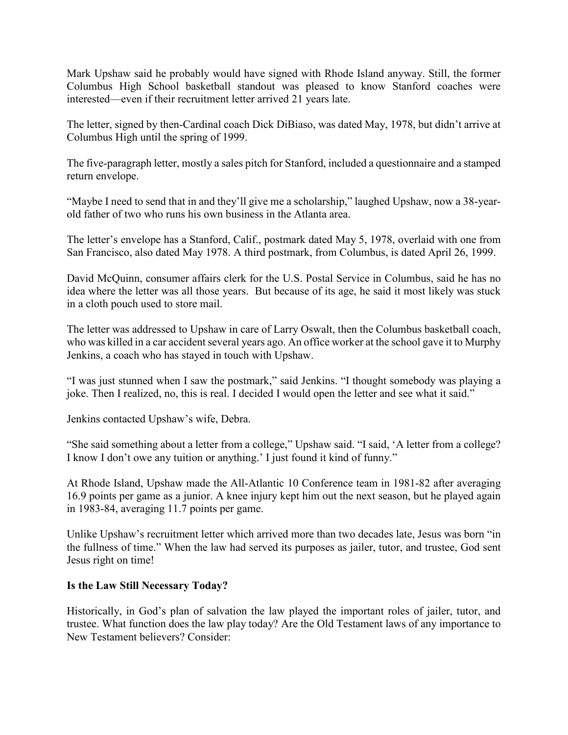Mark Upshaw said he probably would have signed with Rhode Island anyway. Still, the former Columbus High School basketball standout was pleased to know Stanford coaches were interested—even if their recruitment letter arrived 21 years late.

The letter, signed by then-Cardinal coach Dick DiBiaso, was dated May, 1978, but didn't arrive at Columbus High until the spring of 1999.

The five-paragraph letter, mostly a sales pitch for Stanford, included a questionnaire and a stamped return envelope.

"Maybe I need to send that in and they'll give me a scholarship," laughed Upshaw, now a 38-year-old father of two who runs his own business in the Atlanta area.

The letter's envelope has a Stanford, Calif., postmark dated May 5, 1978, overlaid with one from San Francisco, also dated May 1978. A third postmark, from Columbus, is dated April 26, 1999.

David McQuinn, consumer affairs clerk for the U.S. Postal Service in Columbus, said he has no idea where the letter was all those years. But because of its age, he said it most likely was stuck in a cloth pouch used to store mail.

The letter was addressed to Upshaw in care of Larry Oswalt, then the Columbus basketball coach, who was killed in a car accident several years ago. An office worker at the school gave it to Murphy Jenkins, a coach who has stayed in touch with Upshaw.

"I was just stunned when I saw the postmark," said Jenkins. "I thought somebody was playing a joke. Then I realized, no, this is real. I decided I would open the letter and see what it said."

Jenkins contacted Upshaw's wife, Debra.

"She said something about a letter from a college," Upshaw said. "I said, 'A letter from a college? I know I don't owe any tuition or anything.' I just found it kind of funny."

At Rhode Island, Upshaw made the All-Atlantic 10 Conference team in 1981-82 after averaging 16.9 points per game as a junior. A knee injury kept him out the next season, but he played again in 1983-84, averaging 11.7 points per game.

Unlike Upshaw's recruitment letter which arrived more than two decades late, Jesus was born "in the fullness of time." When the law had served its purposes as jailer, tutor, and trustee, God sent Jesus right on time!

**Is the Law Still Necessary Today?**

Historically, in God's plan of salvation the law played the important roles of jailer, tutor, and trustee. What function does the law play today? Are the Old Testament laws of any importance to New Testament believers? Consider: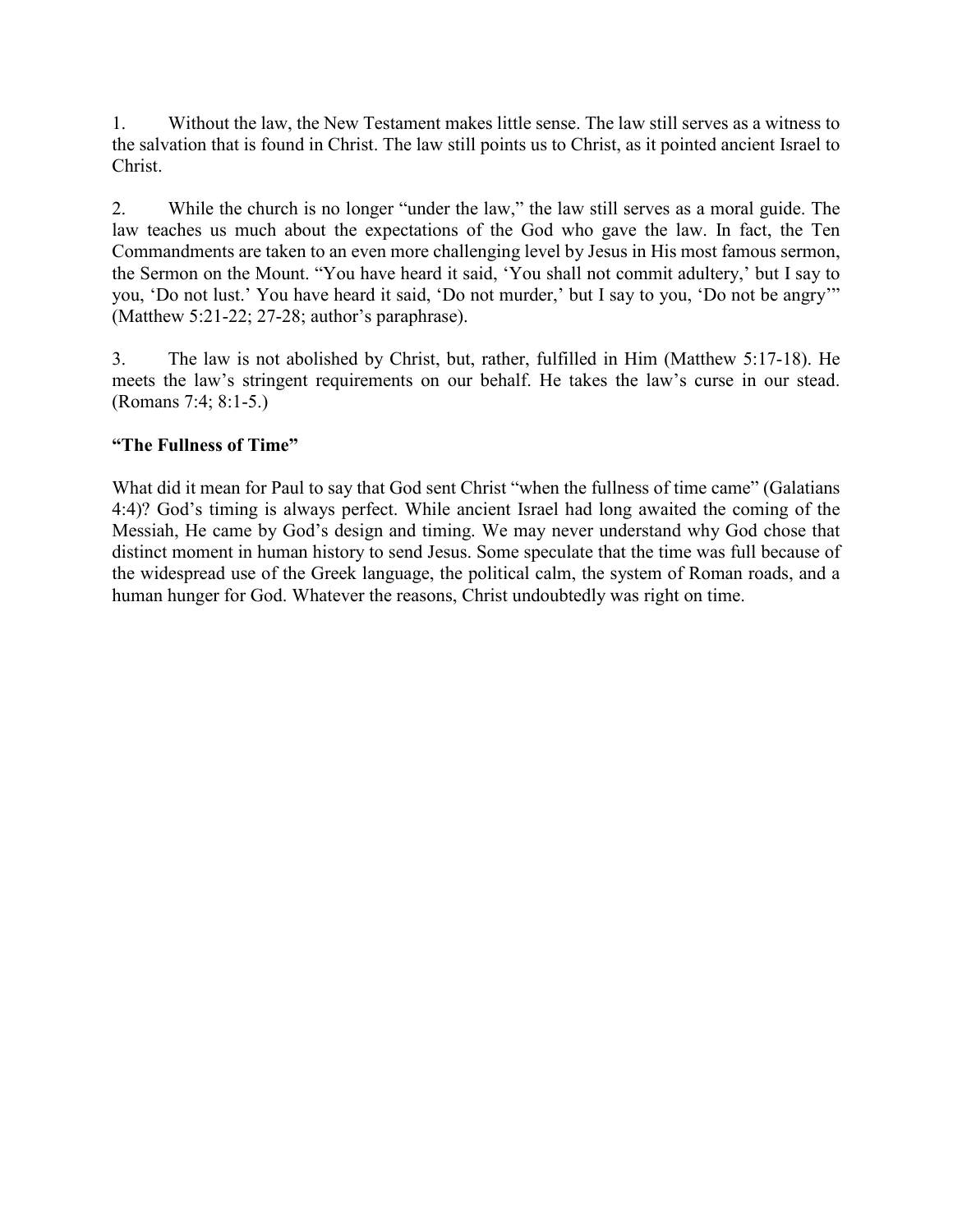1. Without the law, the New Testament makes little sense. The law still serves as a witness to the salvation that is found in Christ. The law still points us to Christ, as it pointed ancient Israel to Christ.

2. While the church is no longer "under the law," the law still serves as a moral guide. The law teaches us much about the expectations of the God who gave the law. In fact, the Ten Commandments are taken to an even more challenging level by Jesus in His most famous sermon, the Sermon on the Mount. "You have heard it said, 'You shall not commit adultery,' but I say to you, 'Do not lust.' You have heard it said, 'Do not murder,' but I say to you, 'Do not be angry'" (Matthew 5:21-22; 27-28; author's paraphrase).

3. The law is not abolished by Christ, but, rather, fulfilled in Him (Matthew 5:17-18). He meets the law's stringent requirements on our behalf. He takes the law's curse in our stead. (Romans 7:4; 8:1-5.)

**"The Fullness of Time"**

What did it mean for Paul to say that God sent Christ "when the fullness of time came" (Galatians 4:4)? God's timing is always perfect. While ancient Israel had long awaited the coming of the Messiah, He came by God's design and timing. We may never understand why God chose that distinct moment in human history to send Jesus. Some speculate that the time was full because of the widespread use of the Greek language, the political calm, the system of Roman roads, and a human hunger for God. Whatever the reasons, Christ undoubtedly was right on time.